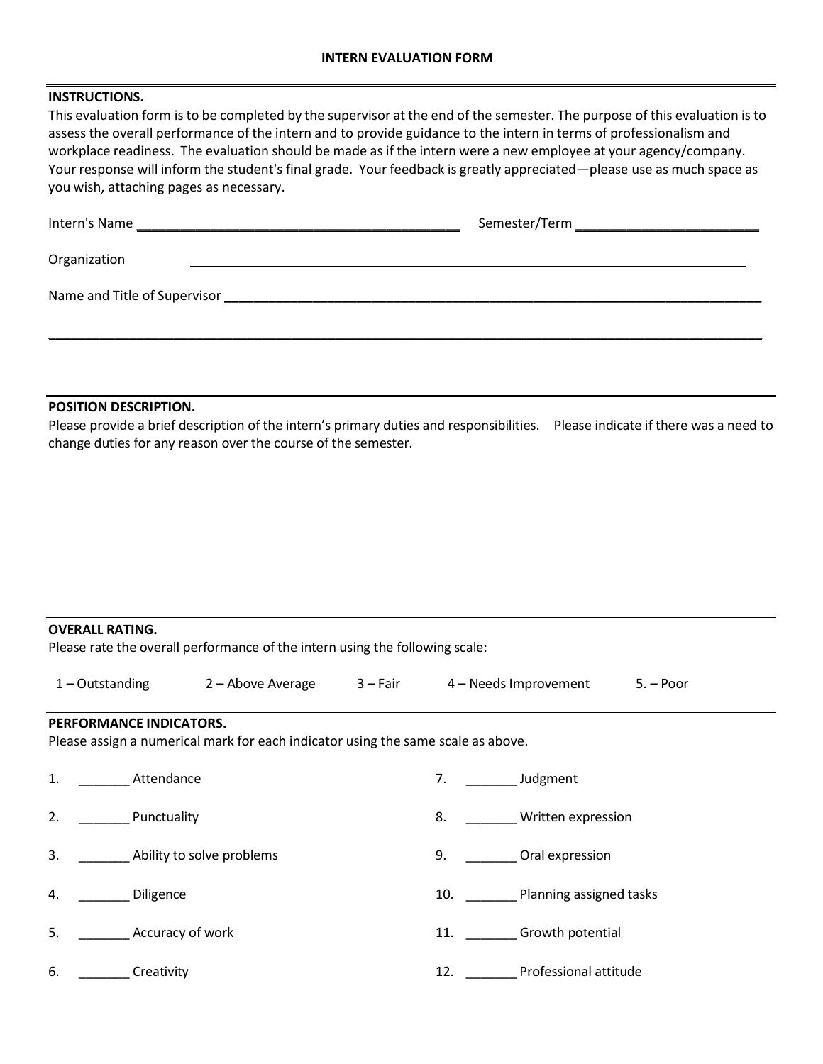# INTERN EVALUATION FORM

**INSTRUCTIONS.**

This evaluation form is to be completed by the supervisor at the end of the semester. The purpose of this evaluation is to assess the overall performance of the intern and to provide guidance to the intern in terms of professionalism and workplace readiness. The evaluation should be made as if the intern were a new employee at your agency/company. Your response will inform the student's final grade. Your feedback is greatly appreciated—please use as much space as you wish, attaching pages as necessary.

Intern's Name ____________________________________________ Semester/Term ________________________

Organization ____________________________________________________________________________

Name and Title of Supervisor _____________________________________________________________

_______________________________________________________________________________________

**POSITION DESCRIPTION.**

Please provide a brief description of the intern's primary duties and responsibilities. Please indicate if there was a need to change duties for any reason over the course of the semester.

**OVERALL RATING.**

Please rate the overall performance of the intern using the following scale:

1 – Outstanding 2 – Above Average 3 – Fair 4 – Needs Improvement 5. – Poor

**PERFORMANCE INDICATORS.**

Please assign a numerical mark for each indicator using the same scale as above.

1. _______ Attendance
2. _______ Punctuality
3. _______ Ability to solve problems
4. _______ Diligence
5. _______ Accuracy of work
6. _______ Creativity
7. _______ Judgment
8. _______ Written expression
9. _______ Oral expression
10. _______ Planning assigned tasks
11. _______ Growth potential
12. _______ Professional attitude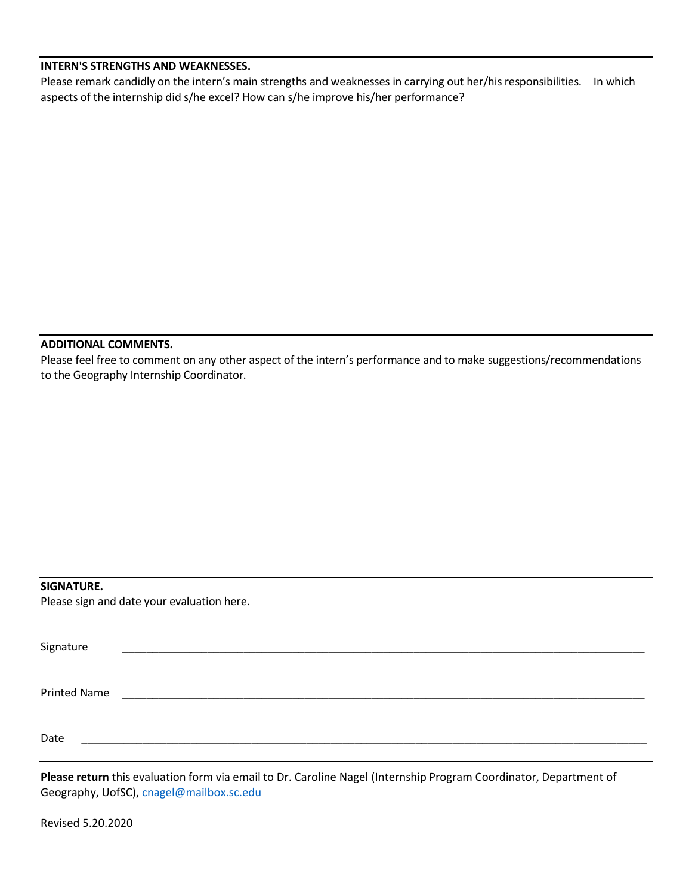**INTERN'S STRENGTHS AND WEAKNESSES.**

Please remark candidly on the intern's main strengths and weaknesses in carrying out her/his responsibilities. In which aspects of the internship did s/he excel? How can s/he improve his/her performance?

**ADDITIONAL COMMENTS.**

Please feel free to comment on any other aspect of the intern's performance and to make suggestions/recommendations to the Geography Internship Coordinator.

**SIGNATURE.**

Please sign and date your evaluation here.

Signature ____________________________________________________________________________________

Printed Name ____________________________________________________________________________________

Date ________________________________________________________________________________________

**Please return** this evaluation form via email to Dr. Caroline Nagel (Internship Program Coordinator, Department of Geography, UofSC), cnagel@mailbox.sc.edu

Revised 5.20.2020